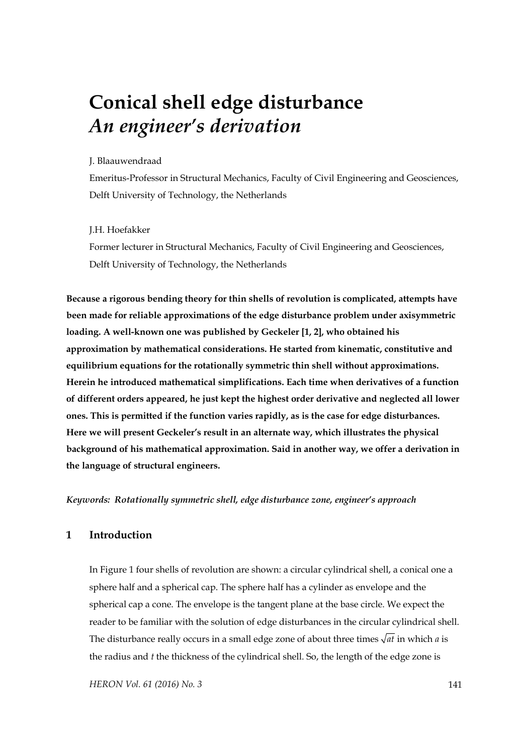# Conical shell edge disturbance
## *An engineer's derivation*

J. Blaauwendraad

Emeritus-Professor in Structural Mechanics, Faculty of Civil Engineering and Geosciences, Delft University of Technology, the Netherlands

J.H. Hoefakker

Former lecturer in Structural Mechanics, Faculty of Civil Engineering and Geosciences, Delft University of Technology, the Netherlands

**Because a rigorous bending theory for thin shells of revolution is complicated, attempts have been made for reliable approximations of the edge disturbance problem under axisymmetric loading. A well-known one was published by Geckeler [1, 2], who obtained his approximation by mathematical considerations. He started from kinematic, constitutive and equilibrium equations for the rotationally symmetric thin shell without approximations. Herein he introduced mathematical simplifications. Each time when derivatives of a function of different orders appeared, he just kept the highest order derivative and neglected all lower ones. This is permitted if the function varies rapidly, as is the case for edge disturbances. Here we will present Geckeler's result in an alternate way, which illustrates the physical background of his mathematical approximation. Said in another way, we offer a derivation in the language of structural engineers.**

***Keywords: Rotationally symmetric shell, edge disturbance zone, engineer's approach***

## 1 Introduction

In Figure 1 four shells of revolution are shown: a circular cylindrical shell, a conical one a sphere half and a spherical cap. The sphere half has a cylinder as envelope and the spherical cap a cone. The envelope is the tangent plane at the base circle. We expect the reader to be familiar with the solution of edge disturbances in the circular cylindrical shell. The disturbance really occurs in a small edge zone of about three times $\sqrt{at}$ in which $a$ is the radius and $t$ the thickness of the cylindrical shell. So, the length of the edge zone is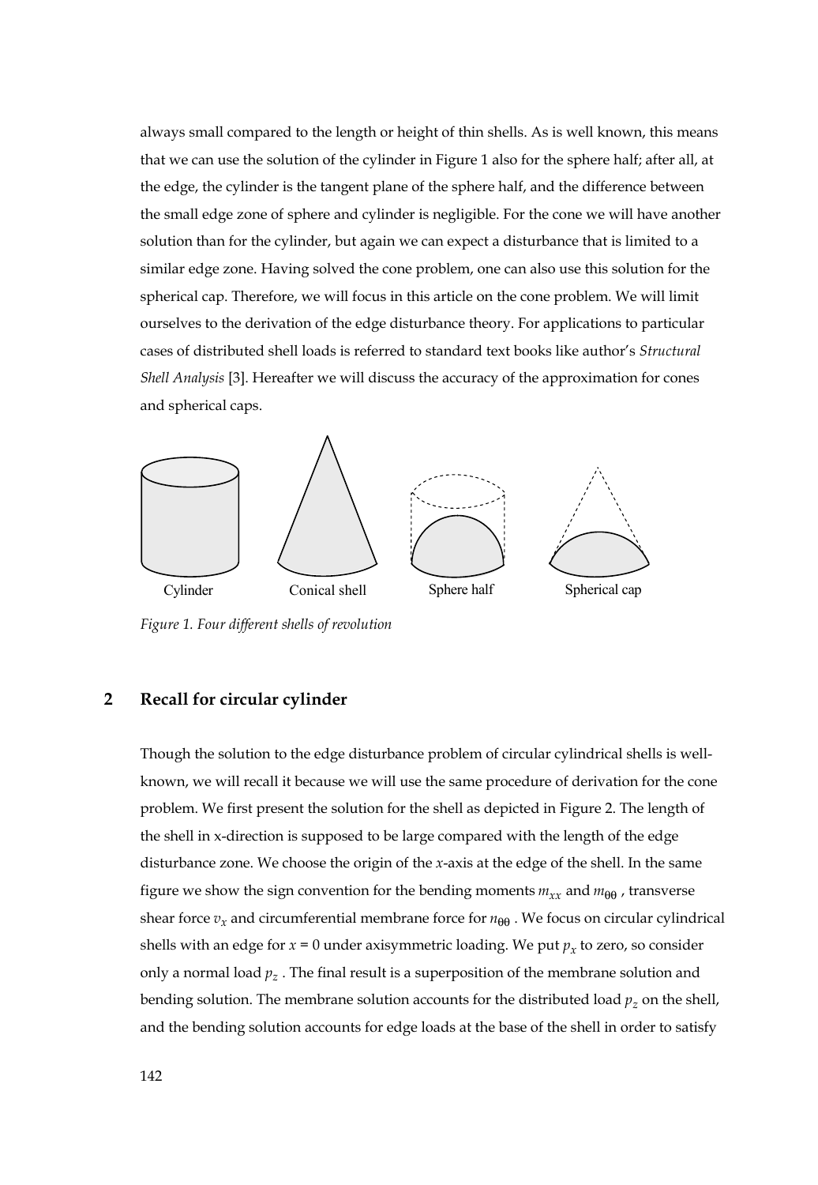always small compared to the length or height of thin shells. As is well known, this means that we can use the solution of the cylinder in Figure 1 also for the sphere half; after all, at the edge, the cylinder is the tangent plane of the sphere half, and the difference between the small edge zone of sphere and cylinder is negligible. For the cone we will have another solution than for the cylinder, but again we can expect a disturbance that is limited to a similar edge zone. Having solved the cone problem, one can also use this solution for the spherical cap. Therefore, we will focus in this article on the cone problem. We will limit ourselves to the derivation of the edge disturbance theory. For applications to particular cases of distributed shell loads is referred to standard text books like author's *Structural Shell Analysis* [3]. Hereafter we will discuss the accuracy of the approximation for cones and spherical caps.

Cylinder    Conical shell    Sphere half    Spherical cap

*Figure 1. Four different shells of revolution*

## 2 Recall for circular cylinder

Though the solution to the edge disturbance problem of circular cylindrical shells is well-known, we will recall it because we will use the same procedure of derivation for the cone problem. We first present the solution for the shell as depicted in Figure 2. The length of the shell in x-direction is supposed to be large compared with the length of the edge disturbance zone. We choose the origin of the $x$-axis at the edge of the shell. In the same figure we show the sign convention for the bending moments $m_{xx}$ and $m_{\theta\theta}$, transverse shear force $v_x$ and circumferential membrane force for $n_{\theta\theta}$. We focus on circular cylindrical shells with an edge for $x = 0$ under axisymmetric loading. We put $p_x$ to zero, so consider only a normal load $p_z$. The final result is a superposition of the membrane solution and bending solution. The membrane solution accounts for the distributed load $p_z$ on the shell, and the bending solution accounts for edge loads at the base of the shell in order to satisfy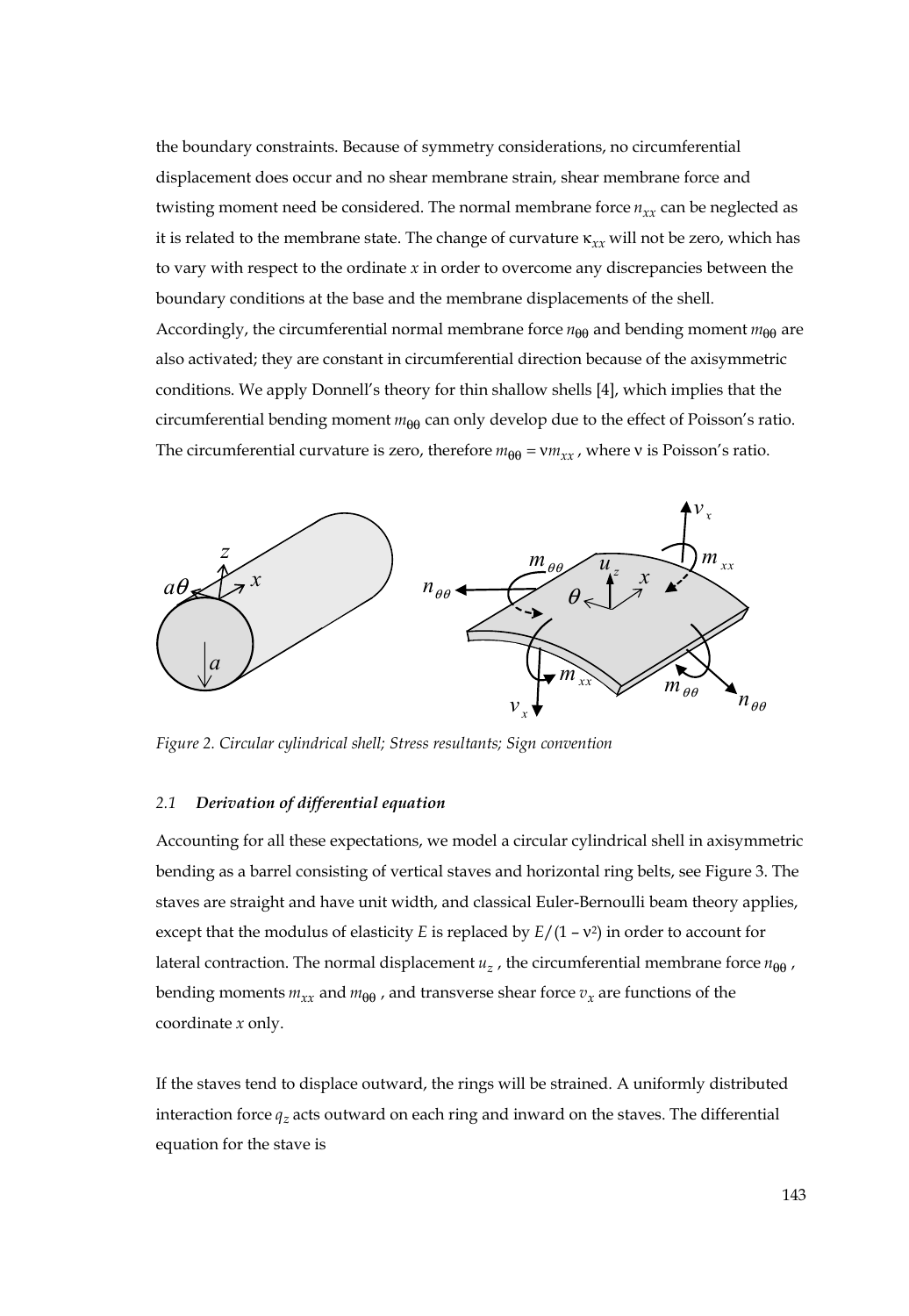the boundary constraints. Because of symmetry considerations, no circumferential displacement does occur and no shear membrane strain, shear membrane force and twisting moment need be considered. The normal membrane force $n_{xx}$ can be neglected as it is related to the membrane state. The change of curvature $\kappa_{xx}$ will not be zero, which has to vary with respect to the ordinate $x$ in order to overcome any discrepancies between the boundary conditions at the base and the membrane displacements of the shell. Accordingly, the circumferential normal membrane force $n_{\theta\theta}$ and bending moment $m_{\theta\theta}$ are also activated; they are constant in circumferential direction because of the axisymmetric conditions. We apply Donnell's theory for thin shallow shells [4], which implies that the circumferential bending moment $m_{\theta\theta}$ can only develop due to the effect of Poisson's ratio. The circumferential curvature is zero, therefore $m_{\theta\theta} = \nu m_{xx}$ , where $\nu$ is Poisson's ratio.

*Figure 2. Circular cylindrical shell; Stress resultants; Sign convention*

### *2.1 Derivation of differential equation*

Accounting for all these expectations, we model a circular cylindrical shell in axisymmetric bending as a barrel consisting of vertical staves and horizontal ring belts, see Figure 3. The staves are straight and have unit width, and classical Euler-Bernoulli beam theory applies, except that the modulus of elasticity $E$ is replaced by $E/(1 - \nu^2)$ in order to account for lateral contraction. The normal displacement $u_z$ , the circumferential membrane force $n_{\theta\theta}$ , bending moments $m_{xx}$ and $m_{\theta\theta}$ , and transverse shear force $v_x$ are functions of the coordinate $x$ only.

If the staves tend to displace outward, the rings will be strained. A uniformly distributed interaction force $q_z$ acts outward on each ring and inward on the staves. The differential equation for the stave is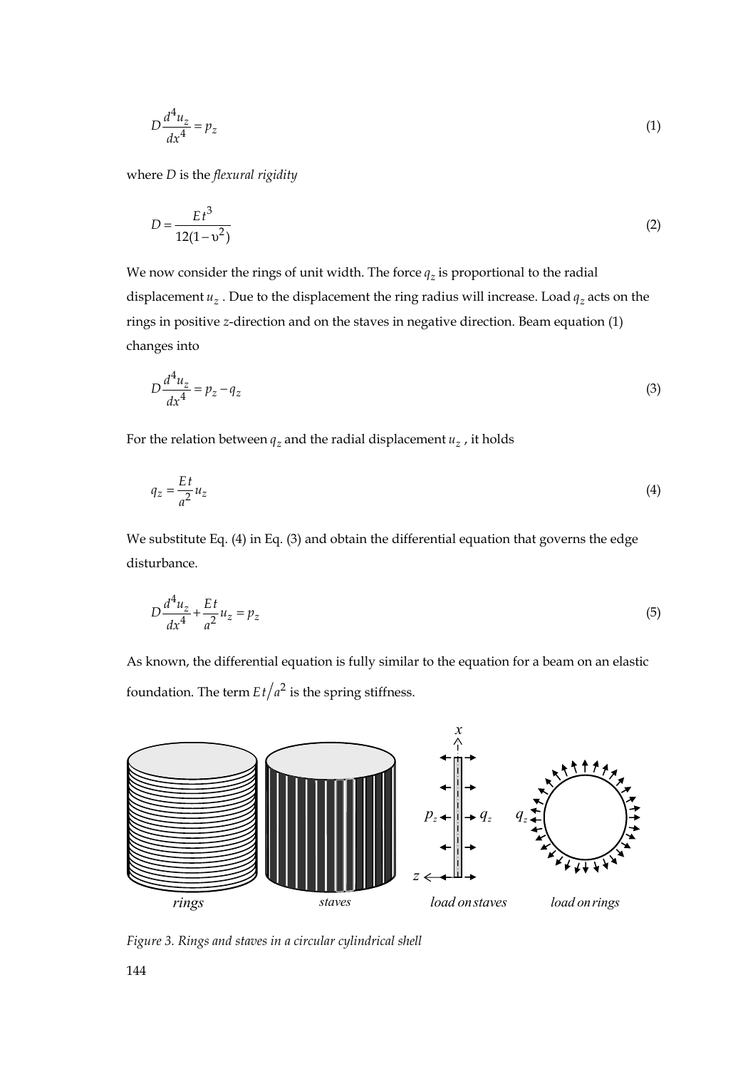$$D\frac{d^4 u_z}{dx^4} = p_z \tag{1}$$

where $D$ is the *flexural rigidity*

$$D = \frac{Et^3}{12(1-\upsilon^2)} \tag{2}$$

We now consider the rings of unit width. The force $q_z$ is proportional to the radial displacement $u_z$. Due to the displacement the ring radius will increase. Load $q_z$ acts on the rings in positive $z$-direction and on the staves in negative direction. Beam equation (1) changes into

$$D\frac{d^4 u_z}{dx^4} = p_z - q_z \tag{3}$$

For the relation between $q_z$ and the radial displacement $u_z$, it holds

$$q_z = \frac{Et}{a^2} u_z \tag{4}$$

We substitute Eq. (4) in Eq. (3) and obtain the differential equation that governs the edge disturbance.

$$D\frac{d^4 u_z}{dx^4} + \frac{Et}{a^2} u_z = p_z \tag{5}$$

As known, the differential equation is fully similar to the equation for a beam on an elastic foundation. The term $Et/a^2$ is the spring stiffness.

*Figure 3. Rings and staves in a circular cylindrical shell*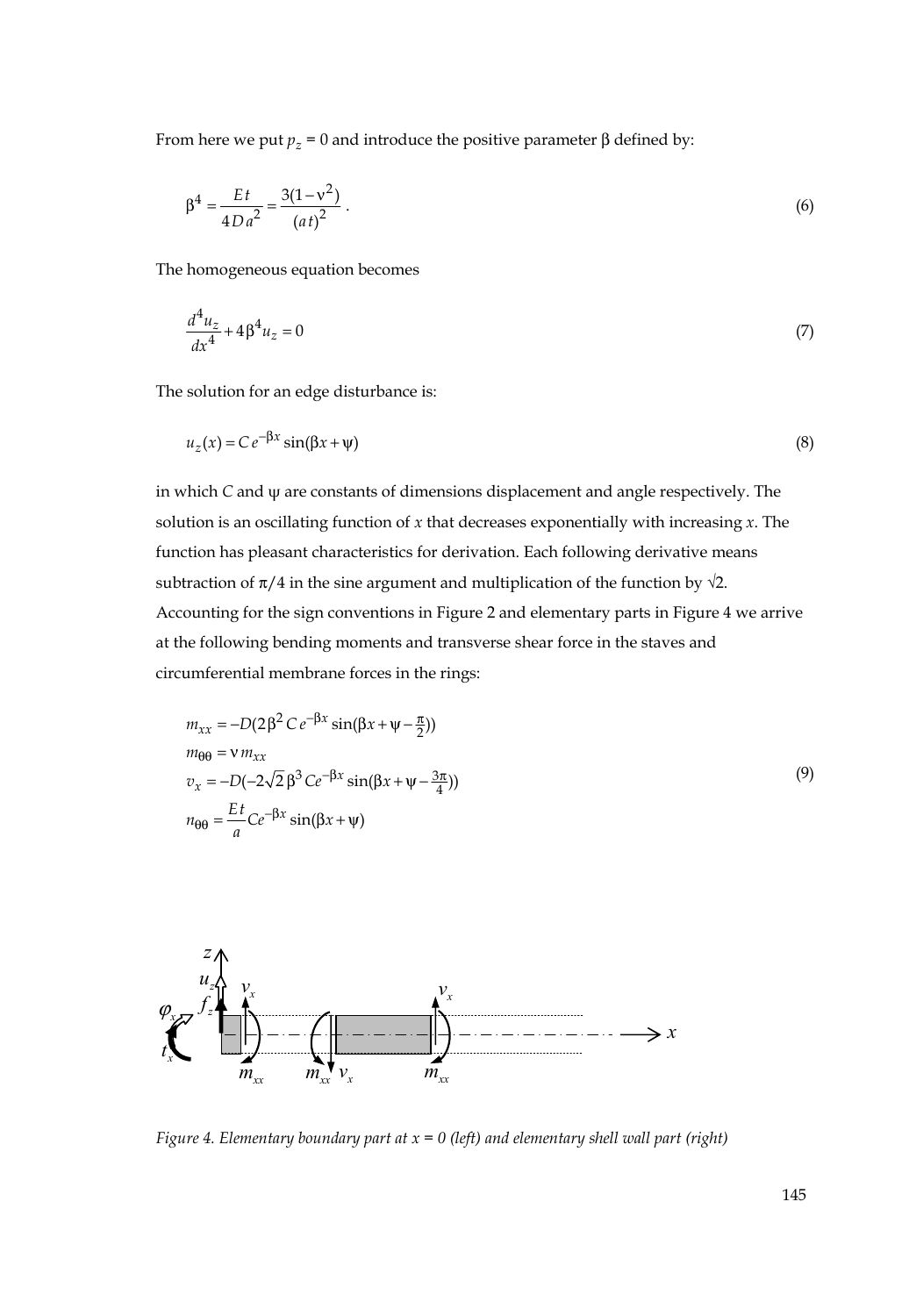From here we put $p_z = 0$ and introduce the positive parameter β defined by:

$$\beta^4 = \frac{E t}{4 D a^2} = \frac{3(1-\nu^2)}{(a t)^2} \ . \tag{6}$$

The homogeneous equation becomes

$$\frac{d^4 u_z}{dx^4} + 4\beta^4 u_z = 0 \tag{7}$$

The solution for an edge disturbance is:

$$u_z(x) = C\, e^{-\beta x} \sin(\beta x + \psi) \tag{8}$$

in which $C$ and ψ are constants of dimensions displacement and angle respectively. The solution is an oscillating function of $x$ that decreases exponentially with increasing $x$. The function has pleasant characteristics for derivation. Each following derivative means subtraction of $\pi/4$ in the sine argument and multiplication of the function by $\sqrt{2}$. Accounting for the sign conventions in Figure 2 and elementary parts in Figure 4 we arrive at the following bending moments and transverse shear force in the staves and circumferential membrane forces in the rings:

$$\begin{aligned}
m_{xx} &= -D(2\beta^2 C\, e^{-\beta x} \sin(\beta x + \psi - \tfrac{\pi}{2})) \\
m_{\theta\theta} &= \nu\, m_{xx} \\
v_x &= -D(-2\sqrt{2}\,\beta^3 C e^{-\beta x} \sin(\beta x + \psi - \tfrac{3\pi}{4})) \\
n_{\theta\theta} &= \frac{E t}{a} C e^{-\beta x} \sin(\beta x + \psi)
\end{aligned} \tag{9}$$

*Figure 4. Elementary boundary part at x = 0 (left) and elementary shell wall part (right)*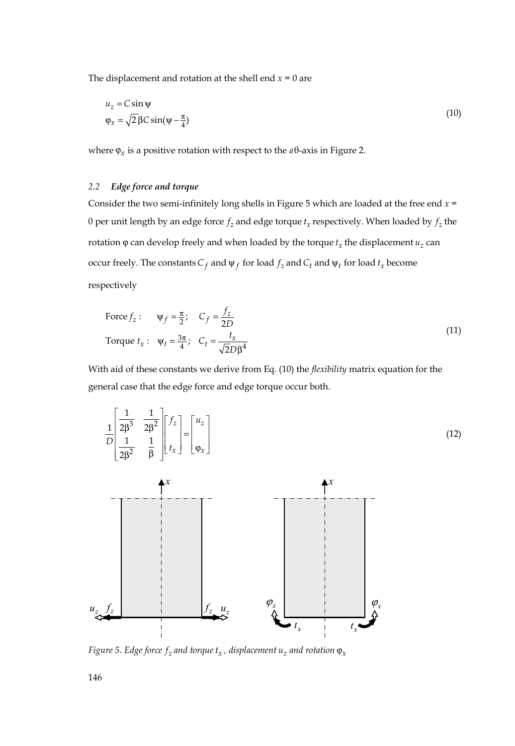The displacement and rotation at the shell end $x = 0$ are

$$
\begin{aligned}
u_z &= C \sin\psi \\
\varphi_x &= \sqrt{2}\,\beta C \sin(\psi - \tfrac{\pi}{4})
\end{aligned}
\tag{10}
$$

where $\varphi_x$ is a positive rotation with respect to the $a\theta$-axis in Figure 2.

### 2.2 *Edge force and torque*

Consider the two semi-infinitely long shells in Figure 5 which are loaded at the free end $x = 0$ per unit length by an edge force $f_z$ and edge torque $t_x$ respectively. When loaded by $f_z$ the rotation $\varphi$ can develop freely and when loaded by the torque $t_x$ the displacement $u_z$ can occur freely. The constants $C_f$ and $\psi_f$ for load $f_z$ and $C_t$ and $\psi_t$ for load $t_x$ become respectively

$$
\begin{aligned}
&\text{Force } f_z: \quad \psi_f = \tfrac{\pi}{2}; \quad C_f = \frac{f_z}{2D} \\
&\text{Torque } t_x: \quad \psi_t = \tfrac{3\pi}{4}; \quad C_t = \frac{t_x}{\sqrt{2}D\beta^4}
\end{aligned}
\tag{11}
$$

With aid of these constants we derive from Eq. (10) the *flexibility* matrix equation for the general case that the edge force and edge torque occur both.

$$
\frac{1}{D}\begin{bmatrix} \dfrac{1}{2\beta^3} & \dfrac{1}{2\beta^2} \\ \dfrac{1}{2\beta^2} & \dfrac{1}{\beta} \end{bmatrix} \begin{bmatrix} f_z \\ t_x \end{bmatrix} = \begin{bmatrix} u_z \\ \varphi_x \end{bmatrix}
\tag{12}
$$

*Figure 5. Edge force $f_z$ and torque $t_x$, displacement $u_z$ and rotation $\varphi_x$*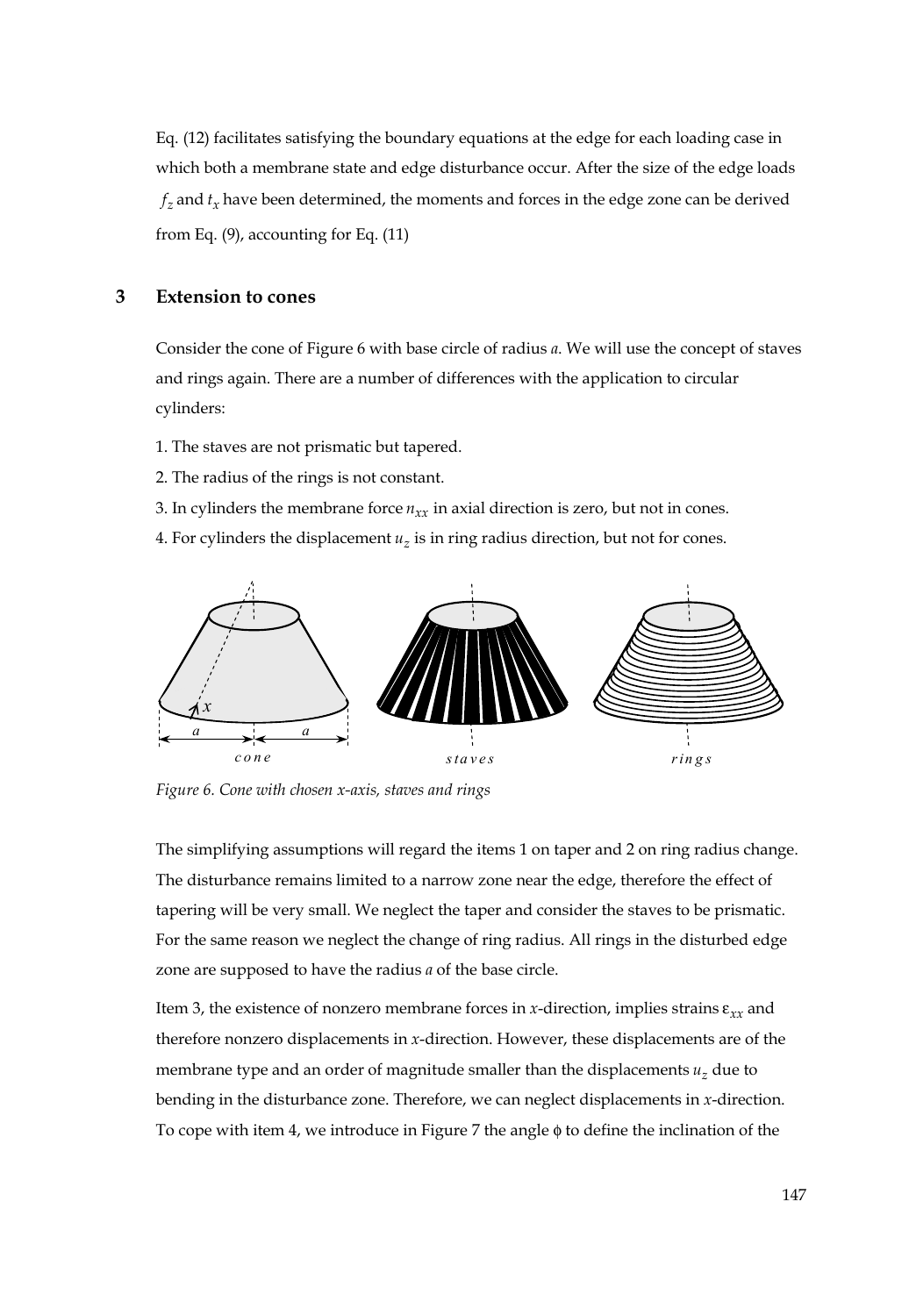Eq. (12) facilitates satisfying the boundary equations at the edge for each loading case in which both a membrane state and edge disturbance occur. After the size of the edge loads $f_z$ and $t_x$ have been determined, the moments and forces in the edge zone can be derived from Eq. (9), accounting for Eq. (11)

## 3 Extension to cones

Consider the cone of Figure 6 with base circle of radius $a$. We will use the concept of staves and rings again. There are a number of differences with the application to circular cylinders:

1. The staves are not prismatic but tapered.
2. The radius of the rings is not constant.
3. In cylinders the membrane force $n_{xx}$ in axial direction is zero, but not in cones.
4. For cylinders the displacement $u_z$ is in ring radius direction, but not for cones.

*Figure 6. Cone with chosen x-axis, staves and rings*

The simplifying assumptions will regard the items 1 on taper and 2 on ring radius change. The disturbance remains limited to a narrow zone near the edge, therefore the effect of tapering will be very small. We neglect the taper and consider the staves to be prismatic. For the same reason we neglect the change of ring radius. All rings in the disturbed edge zone are supposed to have the radius $a$ of the base circle.

Item 3, the existence of nonzero membrane forces in $x$-direction, implies strains $\varepsilon_{xx}$ and therefore nonzero displacements in $x$-direction. However, these displacements are of the membrane type and an order of magnitude smaller than the displacements $u_z$ due to bending in the disturbance zone. Therefore, we can neglect displacements in $x$-direction. To cope with item 4, we introduce in Figure 7 the angle $\phi$ to define the inclination of the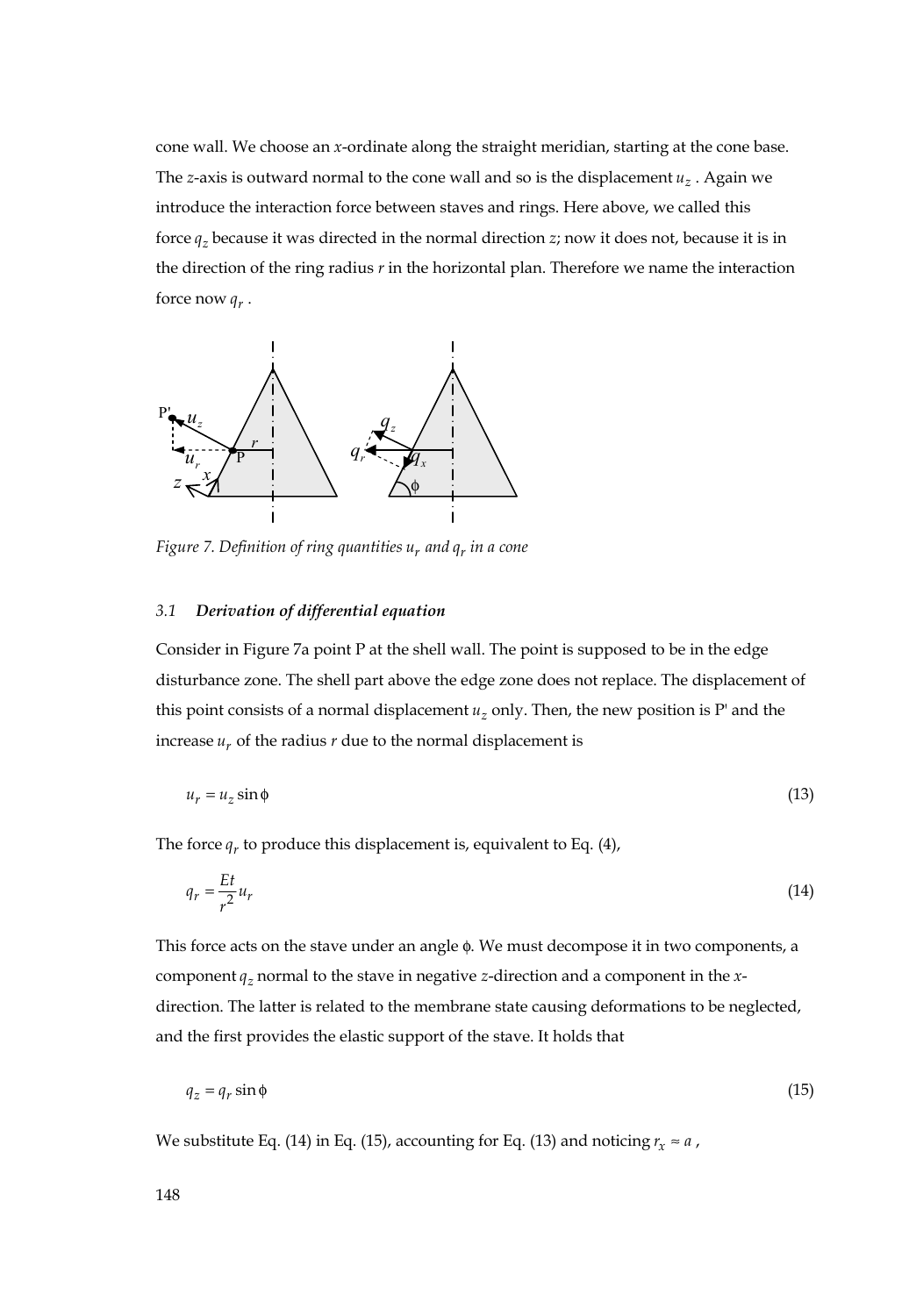cone wall. We choose an $x$-ordinate along the straight meridian, starting at the cone base. The $z$-axis is outward normal to the cone wall and so is the displacement $u_z$ . Again we introduce the interaction force between staves and rings. Here above, we called this force $q_z$ because it was directed in the normal direction $z$; now it does not, because it is in the direction of the ring radius $r$ in the horizontal plan. Therefore we name the interaction force now $q_r$ .

*Figure 7. Definition of ring quantities $u_r$ and $q_r$ in a cone*

### 3.1 *Derivation of differential equation*

Consider in Figure 7a point P at the shell wall. The point is supposed to be in the edge disturbance zone. The shell part above the edge zone does not replace. The displacement of this point consists of a normal displacement $u_z$ only. Then, the new position is P' and the increase $u_r$ of the radius $r$ due to the normal displacement is

$$u_r = u_z \sin\phi \tag{13}$$

The force $q_r$ to produce this displacement is, equivalent to Eq. (4),

$$q_r = \frac{Et}{r^2} u_r \tag{14}$$

This force acts on the stave under an angle $\phi$. We must decompose it in two components, a component $q_z$ normal to the stave in negative $z$-direction and a component in the $x$-direction. The latter is related to the membrane state causing deformations to be neglected, and the first provides the elastic support of the stave. It holds that

$$q_z = q_r \sin\phi \tag{15}$$

We substitute Eq. (14) in Eq. (15), accounting for Eq. (13) and noticing $r_x \approx a$ ,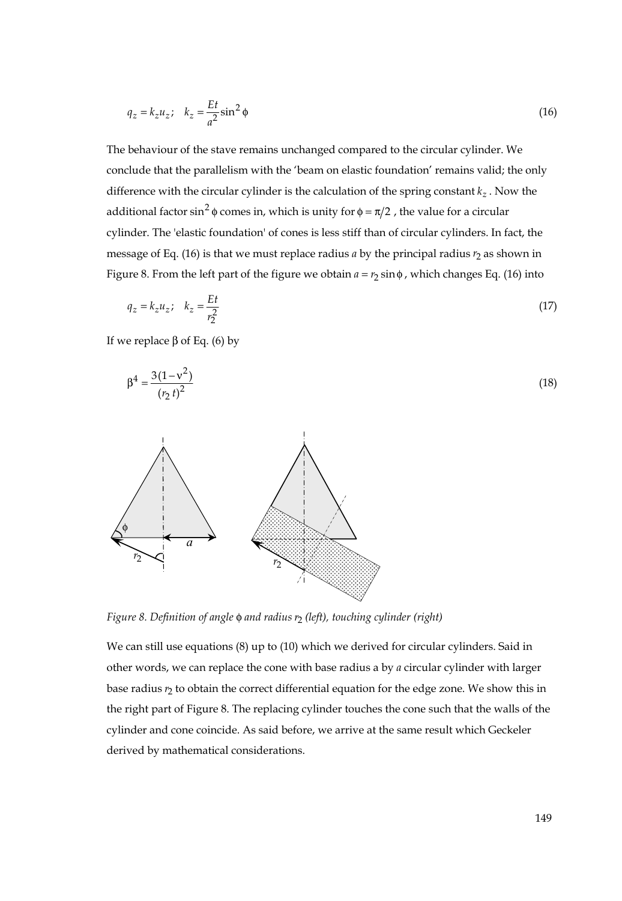$$q_z = k_z u_z ; \quad k_z = \frac{Et}{a^2} \sin^2 \phi \tag{16}$$

The behaviour of the stave remains unchanged compared to the circular cylinder. We conclude that the parallelism with the 'beam on elastic foundation' remains valid; the only difference with the circular cylinder is the calculation of the spring constant $k_z$. Now the additional factor $\sin^2 \phi$ comes in, which is unity for $\phi = \pi/2$, the value for a circular cylinder. The 'elastic foundation' of cones is less stiff than of circular cylinders. In fact, the message of Eq. (16) is that we must replace radius $a$ by the principal radius $r_2$ as shown in Figure 8. From the left part of the figure we obtain $a = r_2 \sin \phi$, which changes Eq. (16) into

$$q_z = k_z u_z ; \quad k_z = \frac{Et}{r_2^2} \tag{17}$$

If we replace $\beta$ of Eq. (6) by

$$\beta^4 = \frac{3(1-\nu^2)}{(r_2 \, t)^2} \tag{18}$$

*Figure 8. Definition of angle $\phi$ and radius $r_2$ (left), touching cylinder (right)*

We can still use equations (8) up to (10) which we derived for circular cylinders. Said in other words, we can replace the cone with base radius a by *a* circular cylinder with larger base radius $r_2$ to obtain the correct differential equation for the edge zone. We show this in the right part of Figure 8. The replacing cylinder touches the cone such that the walls of the cylinder and cone coincide. As said before, we arrive at the same result which Geckeler derived by mathematical considerations.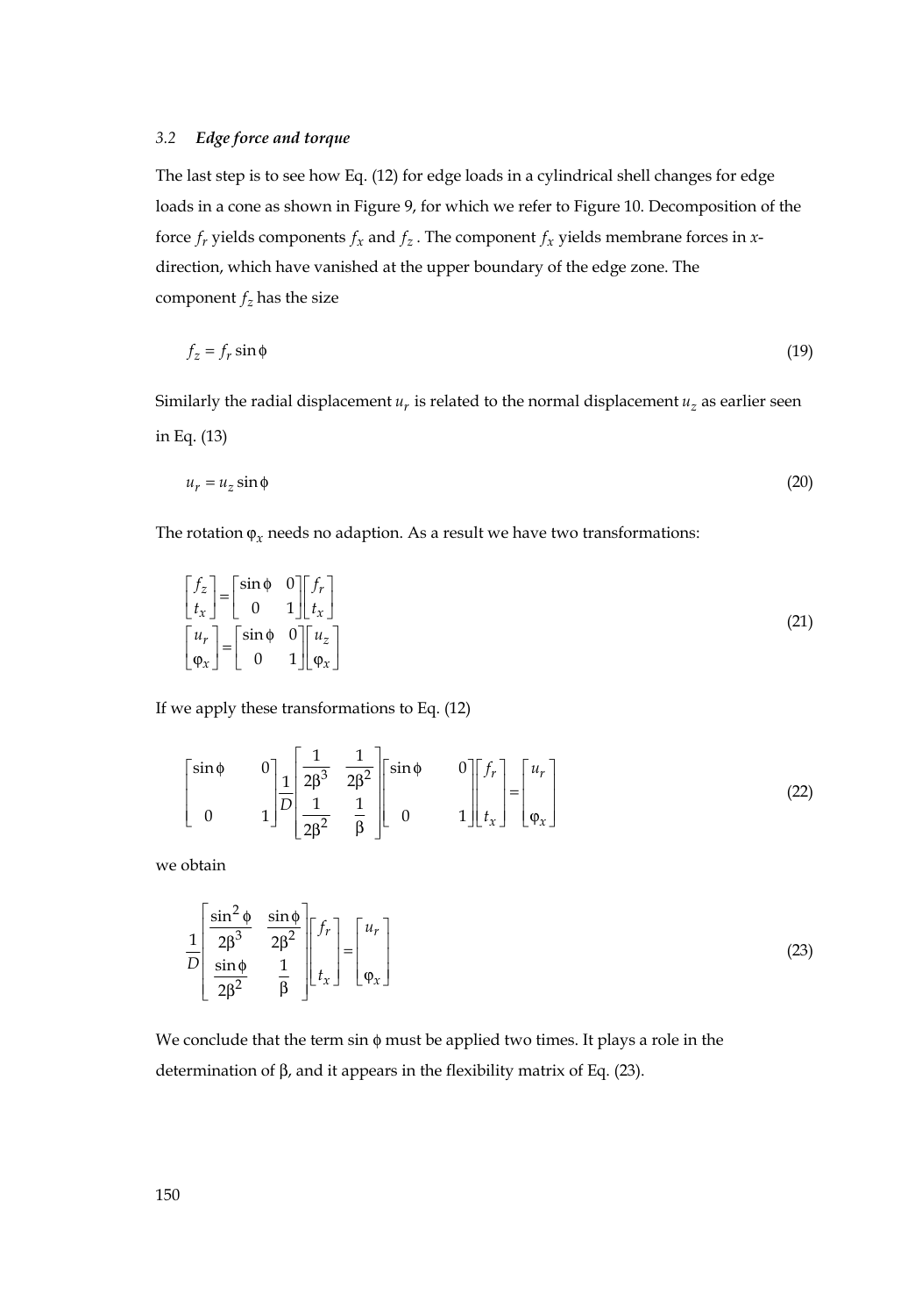### 3.2 *Edge force and torque*

The last step is to see how Eq. (12) for edge loads in a cylindrical shell changes for edge loads in a cone as shown in Figure 9, for which we refer to Figure 10. Decomposition of the force $f_r$ yields components $f_x$ and $f_z$. The component $f_x$ yields membrane forces in $x$-direction, which have vanished at the upper boundary of the edge zone. The component $f_z$ has the size

$$f_z = f_r \sin\phi \tag{19}$$

Similarly the radial displacement $u_r$ is related to the normal displacement $u_z$ as earlier seen in Eq. (13)

$$u_r = u_z \sin\phi \tag{20}$$

The rotation $\varphi_x$ needs no adaption. As a result we have two transformations:

$$\begin{bmatrix} f_z \\ t_x \end{bmatrix} = \begin{bmatrix} \sin\phi & 0 \\ 0 & 1 \end{bmatrix} \begin{bmatrix} f_r \\ t_x \end{bmatrix}$$
$$\begin{bmatrix} u_r \\ \varphi_x \end{bmatrix} = \begin{bmatrix} \sin\phi & 0 \\ 0 & 1 \end{bmatrix} \begin{bmatrix} u_z \\ \varphi_x \end{bmatrix} \tag{21}$$

If we apply these transformations to Eq. (12)

$$\begin{bmatrix} \sin\phi & 0 \\ 0 & 1 \end{bmatrix} \frac{1}{D} \begin{bmatrix} \dfrac{1}{2\beta^3} & \dfrac{1}{2\beta^2} \\ \dfrac{1}{2\beta^2} & \dfrac{1}{\beta} \end{bmatrix} \begin{bmatrix} \sin\phi & 0 \\ 0 & 1 \end{bmatrix} \begin{bmatrix} f_r \\ t_x \end{bmatrix} = \begin{bmatrix} u_r \\ \varphi_x \end{bmatrix} \tag{22}$$

we obtain

$$\frac{1}{D} \begin{bmatrix} \dfrac{\sin^2\phi}{2\beta^3} & \dfrac{\sin\phi}{2\beta^2} \\ \dfrac{\sin\phi}{2\beta^2} & \dfrac{1}{\beta} \end{bmatrix} \begin{bmatrix} f_r \\ t_x \end{bmatrix} = \begin{bmatrix} u_r \\ \varphi_x \end{bmatrix} \tag{23}$$

We conclude that the term $\sin\phi$ must be applied two times. It plays a role in the determination of $\beta$, and it appears in the flexibility matrix of Eq. (23).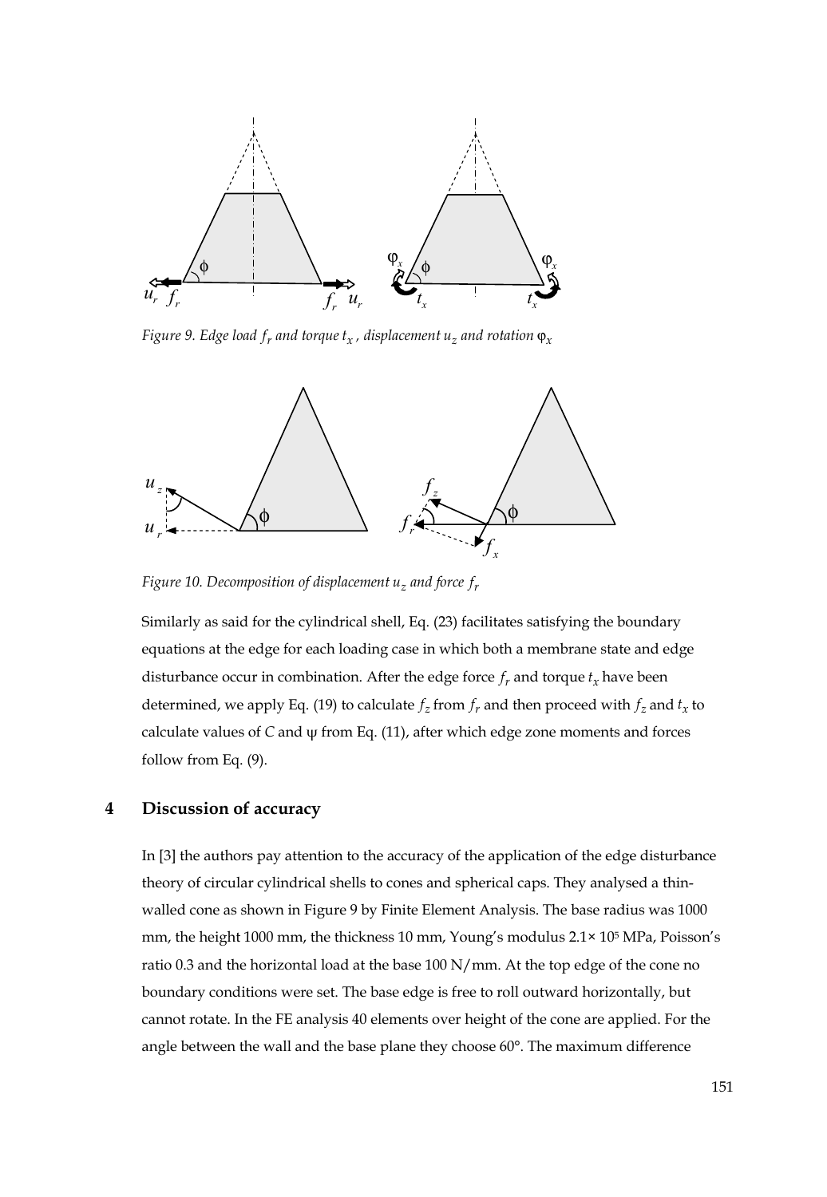*Figure 9. Edge load $f_r$ and torque $t_x$, displacement $u_z$ and rotation $\varphi_x$*

*Figure 10. Decomposition of displacement $u_z$ and force $f_r$*

Similarly as said for the cylindrical shell, Eq. (23) facilitates satisfying the boundary equations at the edge for each loading case in which both a membrane state and edge disturbance occur in combination. After the edge force $f_r$ and torque $t_x$ have been determined, we apply Eq. (19) to calculate $f_z$ from $f_r$ and then proceed with $f_z$ and $t_x$ to calculate values of $C$ and $\psi$ from Eq. (11), after which edge zone moments and forces follow from Eq. (9).

## 4 Discussion of accuracy

In [3] the authors pay attention to the accuracy of the application of the edge disturbance theory of circular cylindrical shells to cones and spherical caps. They analysed a thin-walled cone as shown in Figure 9 by Finite Element Analysis. The base radius was 1000 mm, the height 1000 mm, the thickness 10 mm, Young's modulus $2.1 \times 10^5$ MPa, Poisson's ratio 0.3 and the horizontal load at the base 100 N/mm. At the top edge of the cone no boundary conditions were set. The base edge is free to roll outward horizontally, but cannot rotate. In the FE analysis 40 elements over height of the cone are applied. For the angle between the wall and the base plane they choose 60°. The maximum difference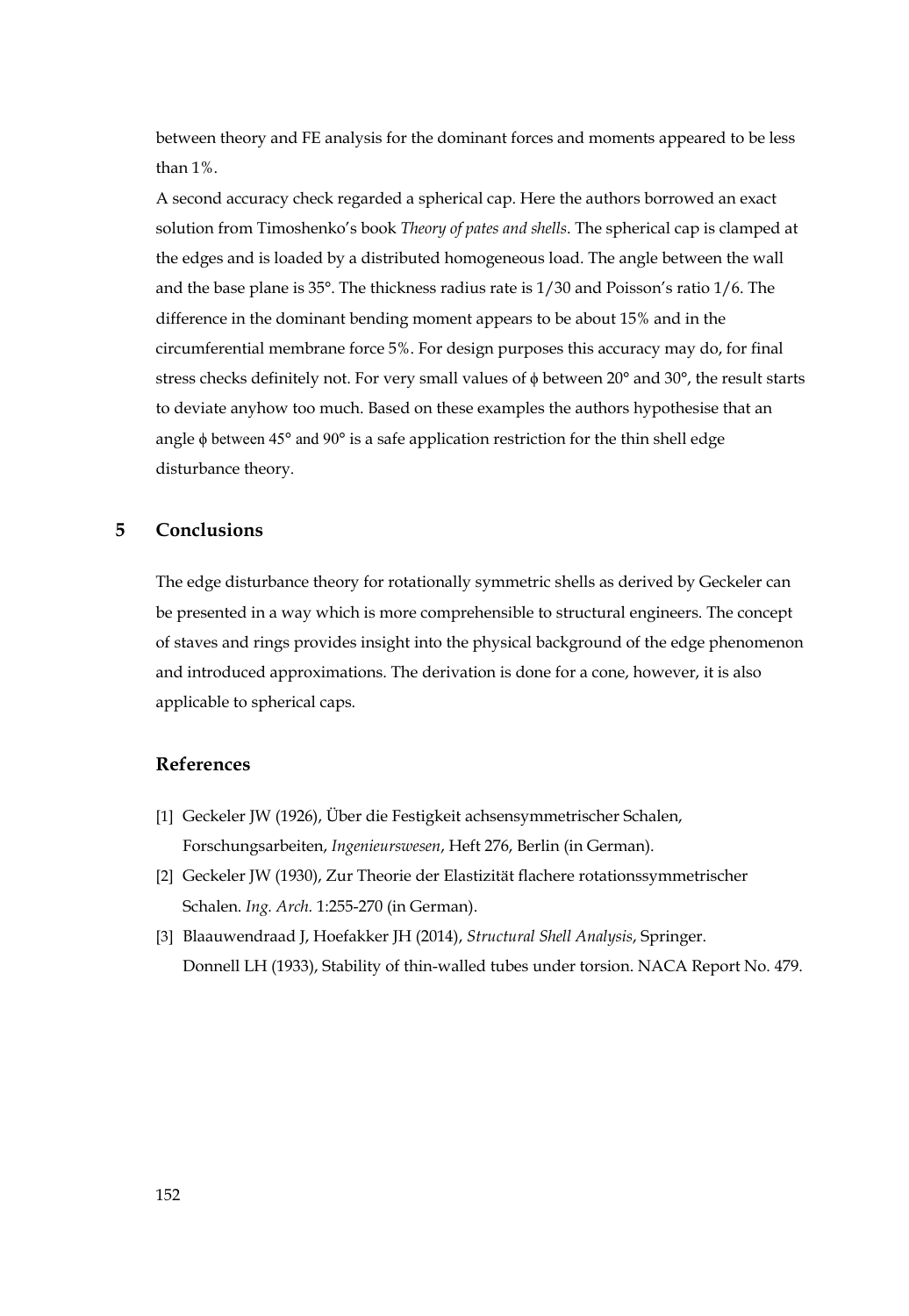between theory and FE analysis for the dominant forces and moments appeared to be less than 1%.

A second accuracy check regarded a spherical cap. Here the authors borrowed an exact solution from Timoshenko's book *Theory of pates and shells*. The spherical cap is clamped at the edges and is loaded by a distributed homogeneous load. The angle between the wall and the base plane is 35°. The thickness radius rate is 1/30 and Poisson's ratio 1/6. The difference in the dominant bending moment appears to be about 15% and in the circumferential membrane force 5%. For design purposes this accuracy may do, for final stress checks definitely not. For very small values of $\phi$ between 20° and 30°, the result starts to deviate anyhow too much. Based on these examples the authors hypothesise that an angle $\phi$ between 45° and 90° is a safe application restriction for the thin shell edge disturbance theory.

## 5 Conclusions

The edge disturbance theory for rotationally symmetric shells as derived by Geckeler can be presented in a way which is more comprehensible to structural engineers. The concept of staves and rings provides insight into the physical background of the edge phenomenon and introduced approximations. The derivation is done for a cone, however, it is also applicable to spherical caps.

## References

[1] Geckeler JW (1926), Über die Festigkeit achsensymmetrischer Schalen, Forschungsarbeiten, *Ingenieurswesen*, Heft 276, Berlin (in German).

[2] Geckeler JW (1930), Zur Theorie der Elastizität flachere rotationssymmetrischer Schalen. *Ing. Arch.* 1:255-270 (in German).

[3] Blaauwendraad J, Hoefakker JH (2014), *Structural Shell Analysis*, Springer.
Donnell LH (1933), Stability of thin-walled tubes under torsion. NACA Report No. 479.